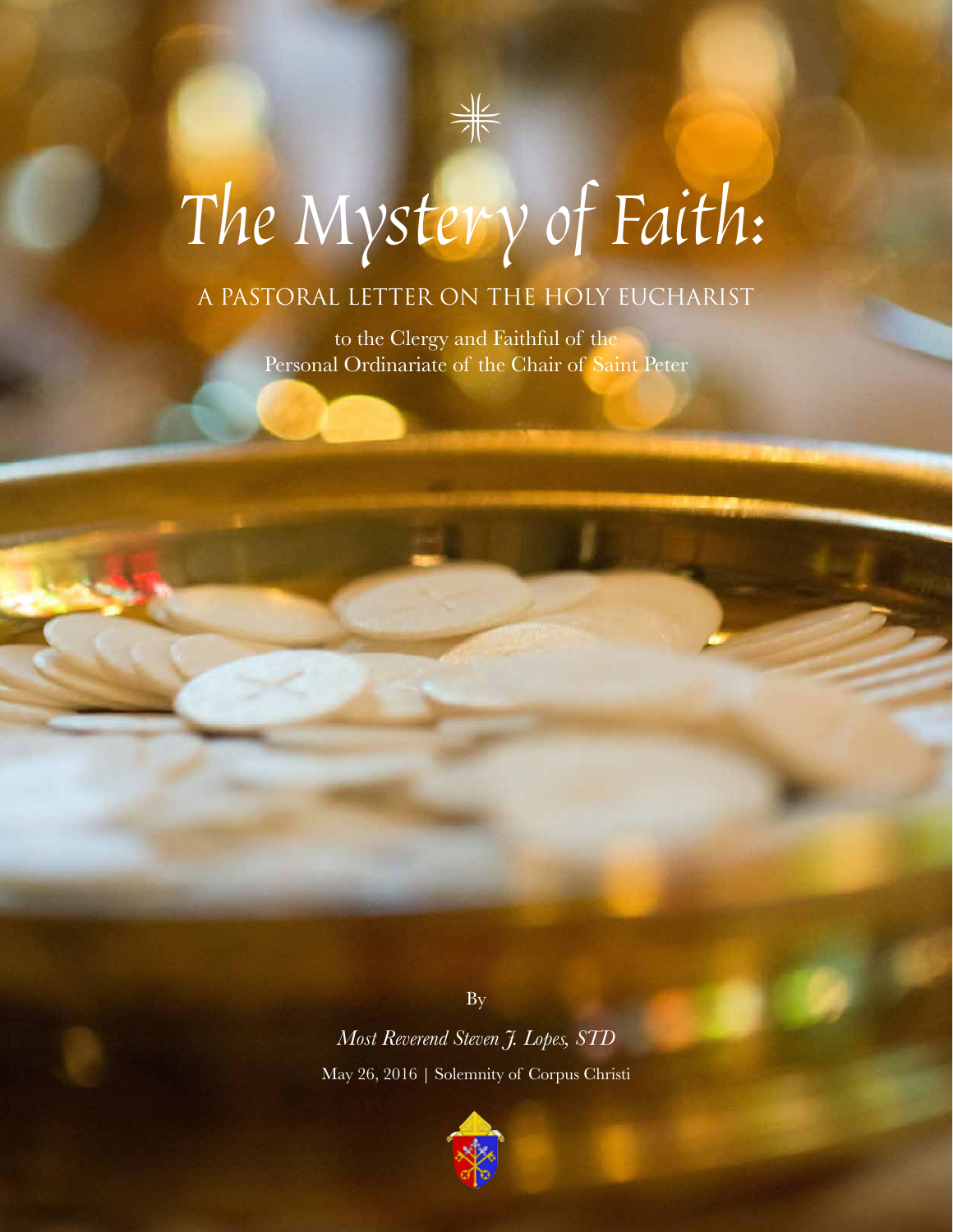# The Mystery of Faith:

## A PASTORAL LETTER ON THE HOLY EUCHARIST

to the Clergy and Faithful of the
Personal Ordinariate of the Chair of Saint Peter

By

*Most Reverend Steven J. Lopes, STD*

May 26, 2016 | Solemnity of Corpus Christi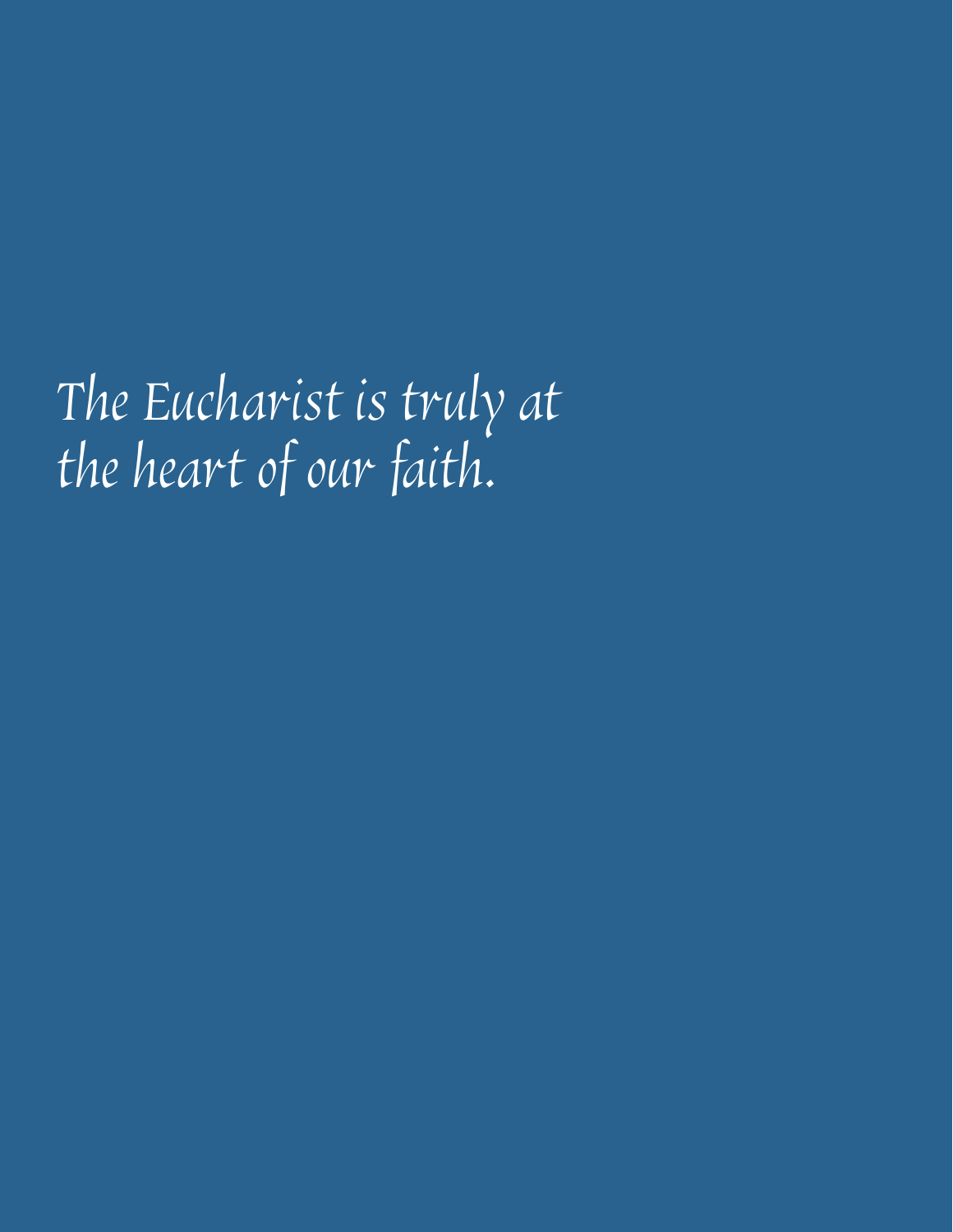*The Eucharist is truly at the heart of our faith.*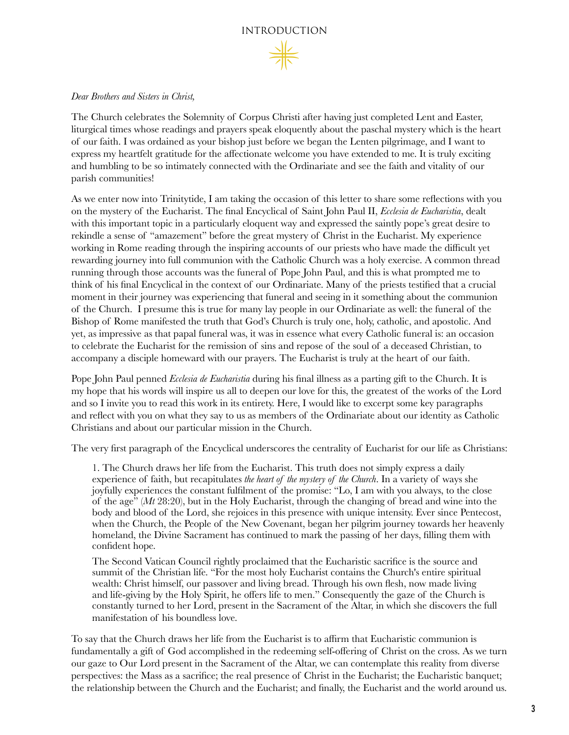# INTRODUCTION

*Dear Brothers and Sisters in Christ,*

The Church celebrates the Solemnity of Corpus Christi after having just completed Lent and Easter, liturgical times whose readings and prayers speak eloquently about the paschal mystery which is the heart of our faith. I was ordained as your bishop just before we began the Lenten pilgrimage, and I want to express my heartfelt gratitude for the affectionate welcome you have extended to me. It is truly exciting and humbling to be so intimately connected with the Ordinariate and see the faith and vitality of our parish communities!

As we enter now into Trinitytide, I am taking the occasion of this letter to share some reflections with you on the mystery of the Eucharist. The final Encyclical of Saint John Paul II, *Ecclesia de Eucharistia*, dealt with this important topic in a particularly eloquent way and expressed the saintly pope's great desire to rekindle a sense of "amazement" before the great mystery of Christ in the Eucharist. My experience working in Rome reading through the inspiring accounts of our priests who have made the difficult yet rewarding journey into full communion with the Catholic Church was a holy exercise. A common thread running through those accounts was the funeral of Pope John Paul, and this is what prompted me to think of his final Encyclical in the context of our Ordinariate. Many of the priests testified that a crucial moment in their journey was experiencing that funeral and seeing in it something about the communion of the Church. I presume this is true for many lay people in our Ordinariate as well: the funeral of the Bishop of Rome manifested the truth that God's Church is truly one, holy, catholic, and apostolic. And yet, as impressive as that papal funeral was, it was in essence what every Catholic funeral is: an occasion to celebrate the Eucharist for the remission of sins and repose of the soul of a deceased Christian, to accompany a disciple homeward with our prayers. The Eucharist is truly at the heart of our faith.

Pope John Paul penned *Ecclesia de Eucharistia* during his final illness as a parting gift to the Church. It is my hope that his words will inspire us all to deepen our love for this, the greatest of the works of the Lord and so I invite you to read this work in its entirety. Here, I would like to excerpt some key paragraphs and reflect with you on what they say to us as members of the Ordinariate about our identity as Catholic Christians and about our particular mission in the Church.

The very first paragraph of the Encyclical underscores the centrality of Eucharist for our life as Christians:

> 1. The Church draws her life from the Eucharist. This truth does not simply express a daily experience of faith, but recapitulates *the heart of the mystery of the Church*. In a variety of ways she joyfully experiences the constant fulfilment of the promise: "Lo, I am with you always, to the close of the age" (*Mt* 28:20), but in the Holy Eucharist, through the changing of bread and wine into the body and blood of the Lord, she rejoices in this presence with unique intensity. Ever since Pentecost, when the Church, the People of the New Covenant, began her pilgrim journey towards her heavenly homeland, the Divine Sacrament has continued to mark the passing of her days, filling them with confident hope.
>
> The Second Vatican Council rightly proclaimed that the Eucharistic sacrifice is the source and summit of the Christian life. "For the most holy Eucharist contains the Church's entire spiritual wealth: Christ himself, our passover and living bread. Through his own flesh, now made living and life-giving by the Holy Spirit, he offers life to men." Consequently the gaze of the Church is constantly turned to her Lord, present in the Sacrament of the Altar, in which she discovers the full manifestation of his boundless love.

To say that the Church draws her life from the Eucharist is to affirm that Eucharistic communion is fundamentally a gift of God accomplished in the redeeming self-offering of Christ on the cross. As we turn our gaze to Our Lord present in the Sacrament of the Altar, we can contemplate this reality from diverse perspectives: the Mass as a sacrifice; the real presence of Christ in the Eucharist; the Eucharistic banquet; the relationship between the Church and the Eucharist; and finally, the Eucharist and the world around us.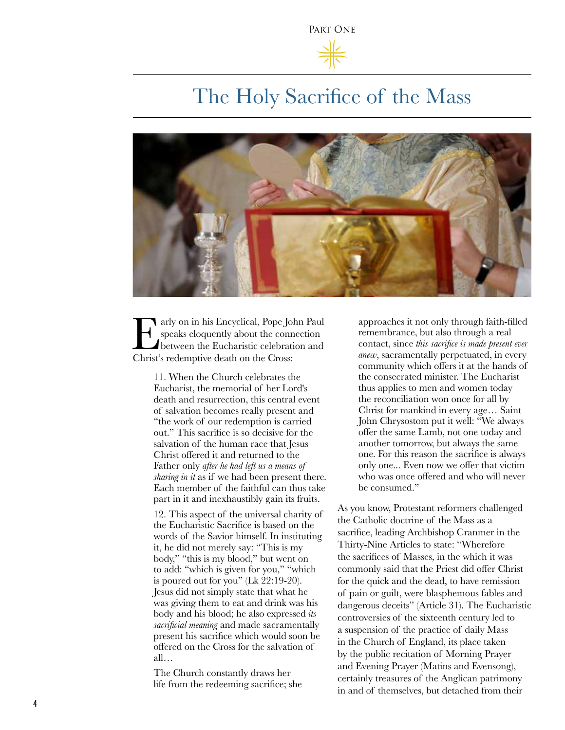Part One

# The Holy Sacrifice of the Mass

Early on in his Encyclical, Pope John Paul speaks eloquently about the connection between the Eucharistic celebration and Christ's redemptive death on the Cross:

> 11. When the Church celebrates the Eucharist, the memorial of her Lord's death and resurrection, this central event of salvation becomes really present and "the work of our redemption is carried out." This sacrifice is so decisive for the salvation of the human race that Jesus Christ offered it and returned to the Father only *after he had left us a means of sharing in it* as if we had been present there. Each member of the faithful can thus take part in it and inexhaustibly gain its fruits.
>
> 12. This aspect of the universal charity of the Eucharistic Sacrifice is based on the words of the Savior himself. In instituting it, he did not merely say: "This is my body," "this is my blood," but went on to add: "which is given for you," "which is poured out for you" (Lk 22:19-20). Jesus did not simply state that what he was giving them to eat and drink was his body and his blood; he also expressed *its sacrificial meaning* and made sacramentally present his sacrifice which would soon be offered on the Cross for the salvation of all…
>
> The Church constantly draws her life from the redeeming sacrifice; she approaches it not only through faith-filled remembrance, but also through a real contact, since *this sacrifice is made present ever anew*, sacramentally perpetuated, in every community which offers it at the hands of the consecrated minister. The Eucharist thus applies to men and women today the reconciliation won once for all by Christ for mankind in every age… Saint John Chrysostom put it well: "We always offer the same Lamb, not one today and another tomorrow, but always the same one. For this reason the sacrifice is always only one... Even now we offer that victim who was once offered and who will never be consumed."

As you know, Protestant reformers challenged the Catholic doctrine of the Mass as a sacrifice, leading Archbishop Cranmer in the Thirty-Nine Articles to state: "Wherefore the sacrifices of Masses, in the which it was commonly said that the Priest did offer Christ for the quick and the dead, to have remission of pain or guilt, were blasphemous fables and dangerous deceits" (Article 31). The Eucharistic controversies of the sixteenth century led to a suspension of the practice of daily Mass in the Church of England, its place taken by the public recitation of Morning Prayer and Evening Prayer (Matins and Evensong), certainly treasures of the Anglican patrimony in and of themselves, but detached from their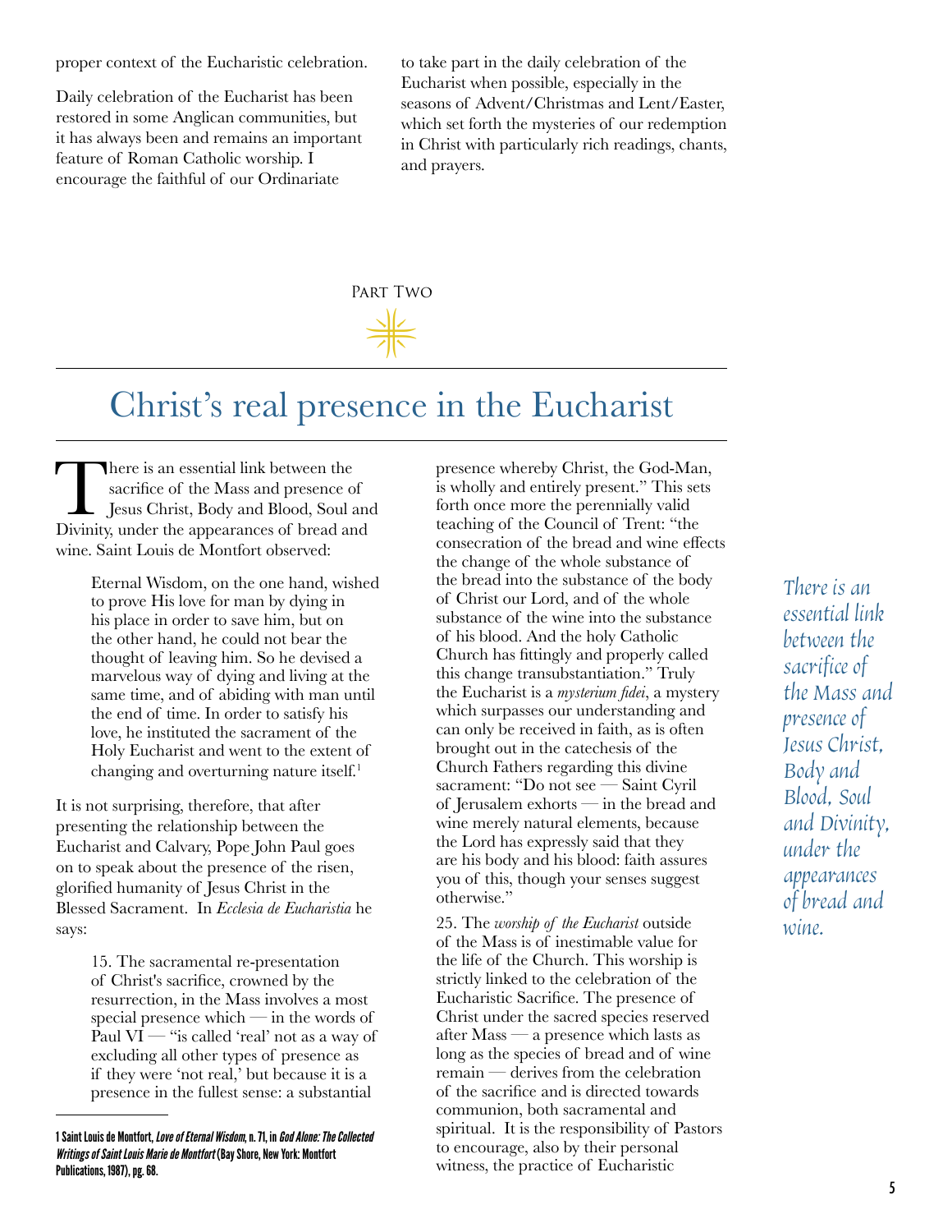proper context of the Eucharistic celebration.

Daily celebration of the Eucharist has been restored in some Anglican communities, but it has always been and remains an important feature of Roman Catholic worship. I encourage the faithful of our Ordinariate to take part in the daily celebration of the Eucharist when possible, especially in the seasons of Advent/Christmas and Lent/Easter, which set forth the mysteries of our redemption in Christ with particularly rich readings, chants, and prayers.

Part Two

# Christ's real presence in the Eucharist

There is an essential link between the sacrifice of the Mass and presence of Jesus Christ, Body and Blood, Soul and Divinity, under the appearances of bread and wine. Saint Louis de Montfort observed:

> Eternal Wisdom, on the one hand, wished to prove His love for man by dying in his place in order to save him, but on the other hand, he could not bear the thought of leaving him. So he devised a marvelous way of dying and living at the same time, and of abiding with man until the end of time. In order to satisfy his love, he instituted the sacrament of the Holy Eucharist and went to the extent of changing and overturning nature itself.[1]

It is not surprising, therefore, that after presenting the relationship between the Eucharist and Calvary, Pope John Paul goes on to speak about the presence of the risen, glorified humanity of Jesus Christ in the Blessed Sacrament. In *Ecclesia de Eucharistia* he says:

> 15. The sacramental re-presentation of Christ's sacrifice, crowned by the resurrection, in the Mass involves a most special presence which — in the words of Paul VI — "is called 'real' not as a way of excluding all other types of presence as if they were 'not real,' but because it is a presence in the fullest sense: a substantial presence whereby Christ, the God-Man, is wholly and entirely present." This sets forth once more the perennially valid teaching of the Council of Trent: "the consecration of the bread and wine effects the change of the whole substance of the bread into the substance of the body of Christ our Lord, and of the whole substance of the wine into the substance of his blood. And the holy Catholic Church has fittingly and properly called this change transubstantiation." Truly the Eucharist is a *mysterium fidei*, a mystery which surpasses our understanding and can only be received in faith, as is often brought out in the catechesis of the Church Fathers regarding this divine sacrament: "Do not see — Saint Cyril of Jerusalem exhorts — in the bread and wine merely natural elements, because the Lord has expressly said that they are his body and his blood: faith assures you of this, though your senses suggest otherwise."
>
> 25. The *worship of the Eucharist* outside of the Mass is of inestimable value for the life of the Church. This worship is strictly linked to the celebration of the Eucharistic Sacrifice. The presence of Christ under the sacred species reserved after Mass — a presence which lasts as long as the species of bread and of wine remain — derives from the celebration of the sacrifice and is directed towards communion, both sacramental and spiritual. It is the responsibility of Pastors to encourage, also by their personal witness, the practice of Eucharistic

*There is an essential link between the sacrifice of the Mass and presence of Jesus Christ, Body and Blood, Soul and Divinity, under the appearances of bread and wine.*

---

[1] Saint Louis de Montfort, *Love of Eternal Wisdom*, n. 71, in *God Alone: The Collected Writings of Saint Louis Marie de Montfort* (Bay Shore, New York: Montfort Publications, 1987), pg. 68.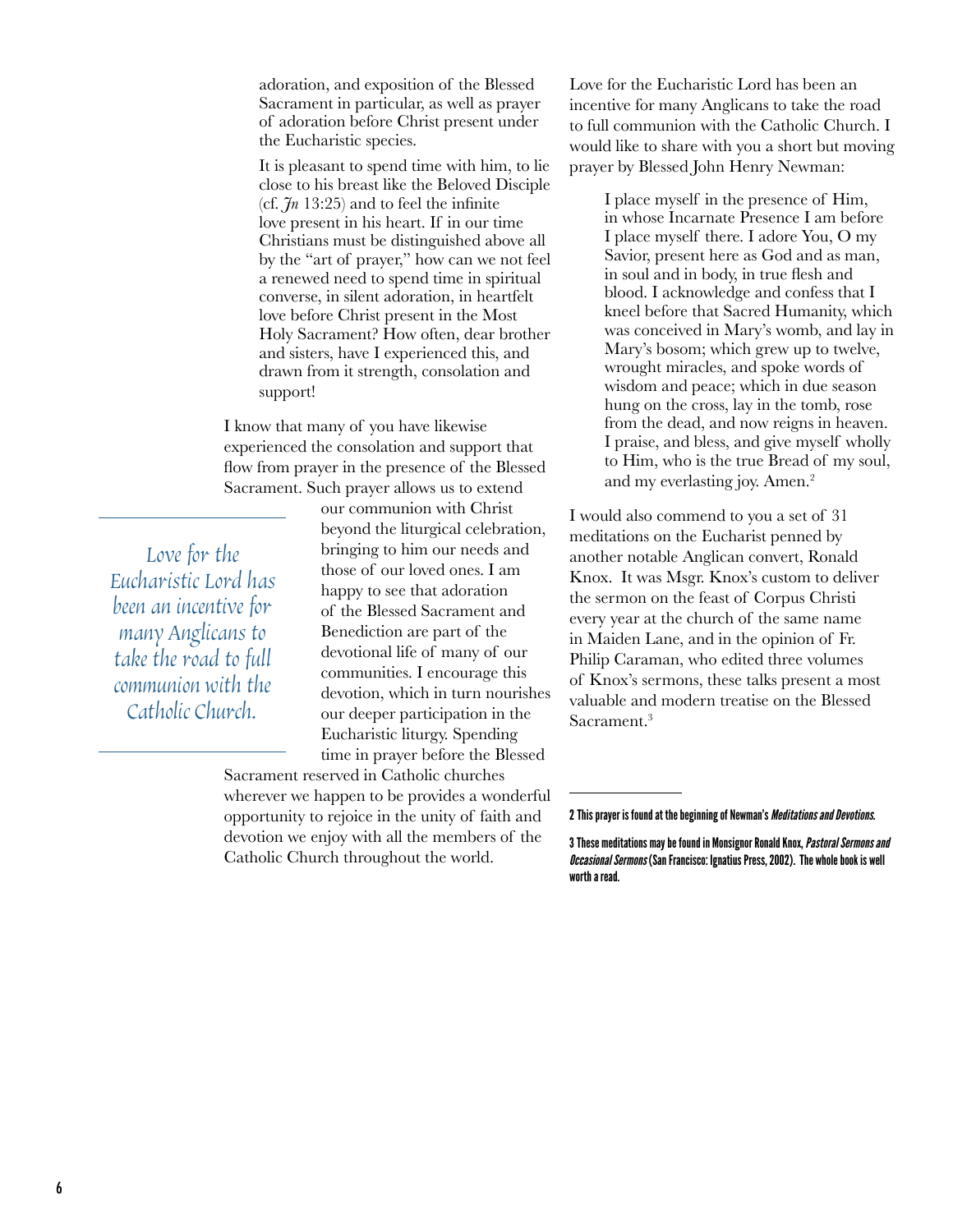adoration, and exposition of the Blessed Sacrament in particular, as well as prayer of adoration before Christ present under the Eucharistic species.

> It is pleasant to spend time with him, to lie close to his breast like the Beloved Disciple (cf. *Jn* 13:25) and to feel the infinite love present in his heart. If in our time Christians must be distinguished above all by the "art of prayer," how can we not feel a renewed need to spend time in spiritual converse, in silent adoration, in heartfelt love before Christ present in the Most Holy Sacrament? How often, dear brother and sisters, have I experienced this, and drawn from it strength, consolation and support!

I know that many of you have likewise experienced the consolation and support that flow from prayer in the presence of the Blessed Sacrament. Such prayer allows us to extend our communion with Christ beyond the liturgical celebration, bringing to him our needs and those of our loved ones. I am happy to see that adoration of the Blessed Sacrament and Benediction are part of the devotional life of many of our communities. I encourage this devotion, which in turn nourishes our deeper participation in the Eucharistic liturgy. Spending time in prayer before the Blessed Sacrament reserved in Catholic churches wherever we happen to be provides a wonderful opportunity to rejoice in the unity of faith and devotion we enjoy with all the members of the Catholic Church throughout the world.

*Love for the Eucharistic Lord has been an incentive for many Anglicans to take the road to full communion with the Catholic Church.*

Love for the Eucharistic Lord has been an incentive for many Anglicans to take the road to full communion with the Catholic Church. I would like to share with you a short but moving prayer by Blessed John Henry Newman:

> I place myself in the presence of Him, in whose Incarnate Presence I am before I place myself there. I adore You, O my Savior, present here as God and as man, in soul and in body, in true flesh and blood. I acknowledge and confess that I kneel before that Sacred Humanity, which was conceived in Mary's womb, and lay in Mary's bosom; which grew up to twelve, wrought miracles, and spoke words of wisdom and peace; which in due season hung on the cross, lay in the tomb, rose from the dead, and now reigns in heaven. I praise, and bless, and give myself wholly to Him, who is the true Bread of my soul, and my everlasting joy. Amen.[2]

I would also commend to you a set of 31 meditations on the Eucharist penned by another notable Anglican convert, Ronald Knox. It was Msgr. Knox's custom to deliver the sermon on the feast of Corpus Christi every year at the church of the same name in Maiden Lane, and in the opinion of Fr. Philip Caraman, who edited three volumes of Knox's sermons, these talks present a most valuable and modern treatise on the Blessed Sacrament.[3]

---

**2 This prayer is found at the beginning of Newman's *Meditations and Devotions*.**

**3 These meditations may be found in Monsignor Ronald Knox, *Pastoral Sermons and Occasional Sermons* (San Francisco: Ignatius Press, 2002). The whole book is well worth a read.**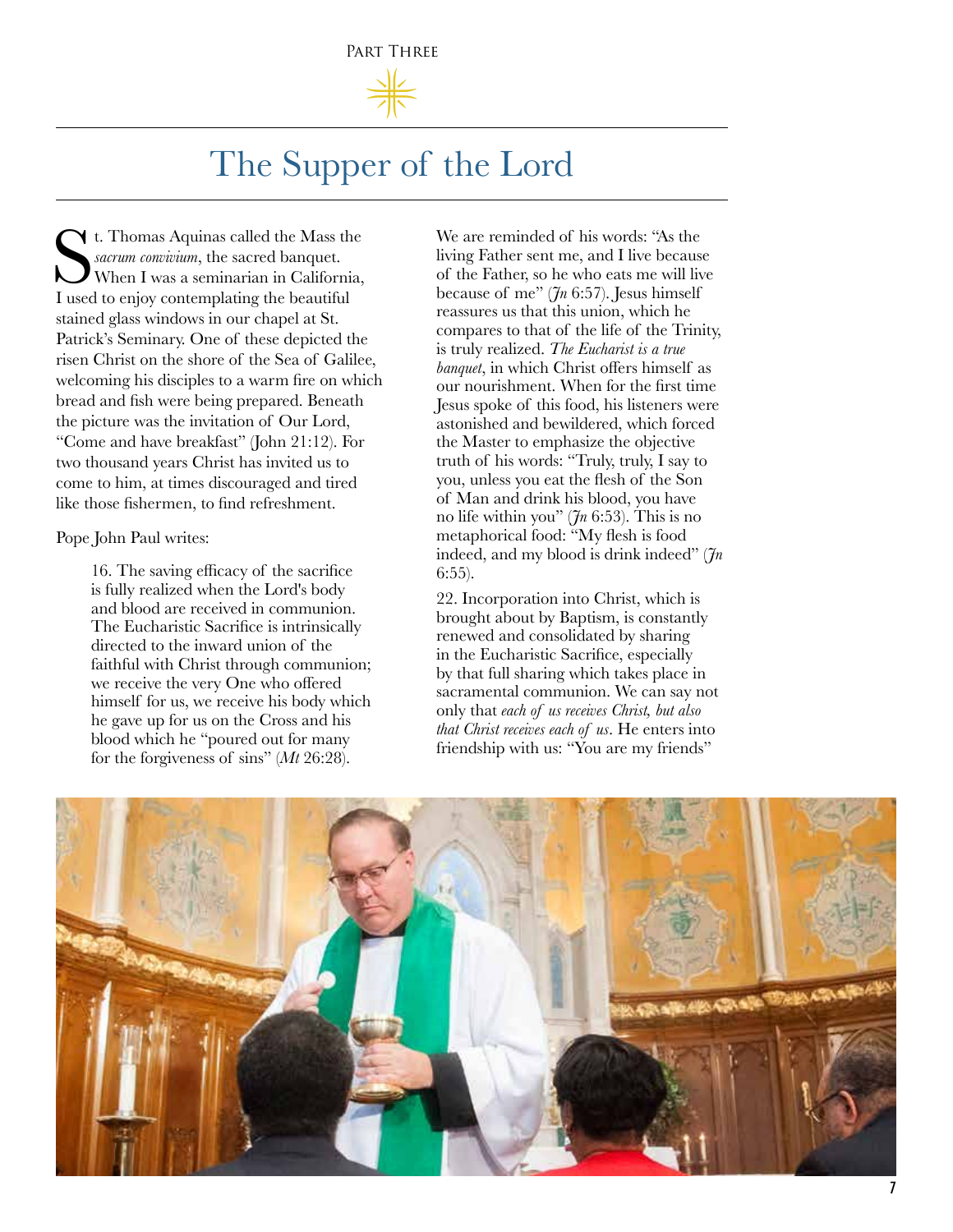Part Three

# The Supper of the Lord

St. Thomas Aquinas called the Mass the *sacrum convivium*, the sacred banquet. When I was a seminarian in California, I used to enjoy contemplating the beautiful stained glass windows in our chapel at St. Patrick's Seminary. One of these depicted the risen Christ on the shore of the Sea of Galilee, welcoming his disciples to a warm fire on which bread and fish were being prepared. Beneath the picture was the invitation of Our Lord, "Come and have breakfast" (John 21:12). For two thousand years Christ has invited us to come to him, at times discouraged and tired like those fishermen, to find refreshment.

Pope John Paul writes:

> 16. The saving efficacy of the sacrifice is fully realized when the Lord's body and blood are received in communion. The Eucharistic Sacrifice is intrinsically directed to the inward union of the faithful with Christ through communion; we receive the very One who offered himself for us, we receive his body which he gave up for us on the Cross and his blood which he "poured out for many for the forgiveness of sins" (*Mt* 26:28). We are reminded of his words: "As the living Father sent me, and I live because of the Father, so he who eats me will live because of me" (*Jn* 6:57). Jesus himself reassures us that this union, which he compares to that of the life of the Trinity, is truly realized. *The Eucharist is a true banquet*, in which Christ offers himself as our nourishment. When for the first time Jesus spoke of this food, his listeners were astonished and bewildered, which forced the Master to emphasize the objective truth of his words: "Truly, truly, I say to you, unless you eat the flesh of the Son of Man and drink his blood, you have no life within you" (*Jn* 6:53). This is no metaphorical food: "My flesh is food indeed, and my blood is drink indeed" (*Jn* 6:55).
>
> 22. Incorporation into Christ, which is brought about by Baptism, is constantly renewed and consolidated by sharing in the Eucharistic Sacrifice, especially by that full sharing which takes place in sacramental communion. We can say not only that *each of us receives Christ, but also that Christ receives each of us*. He enters into friendship with us: "You are my friends"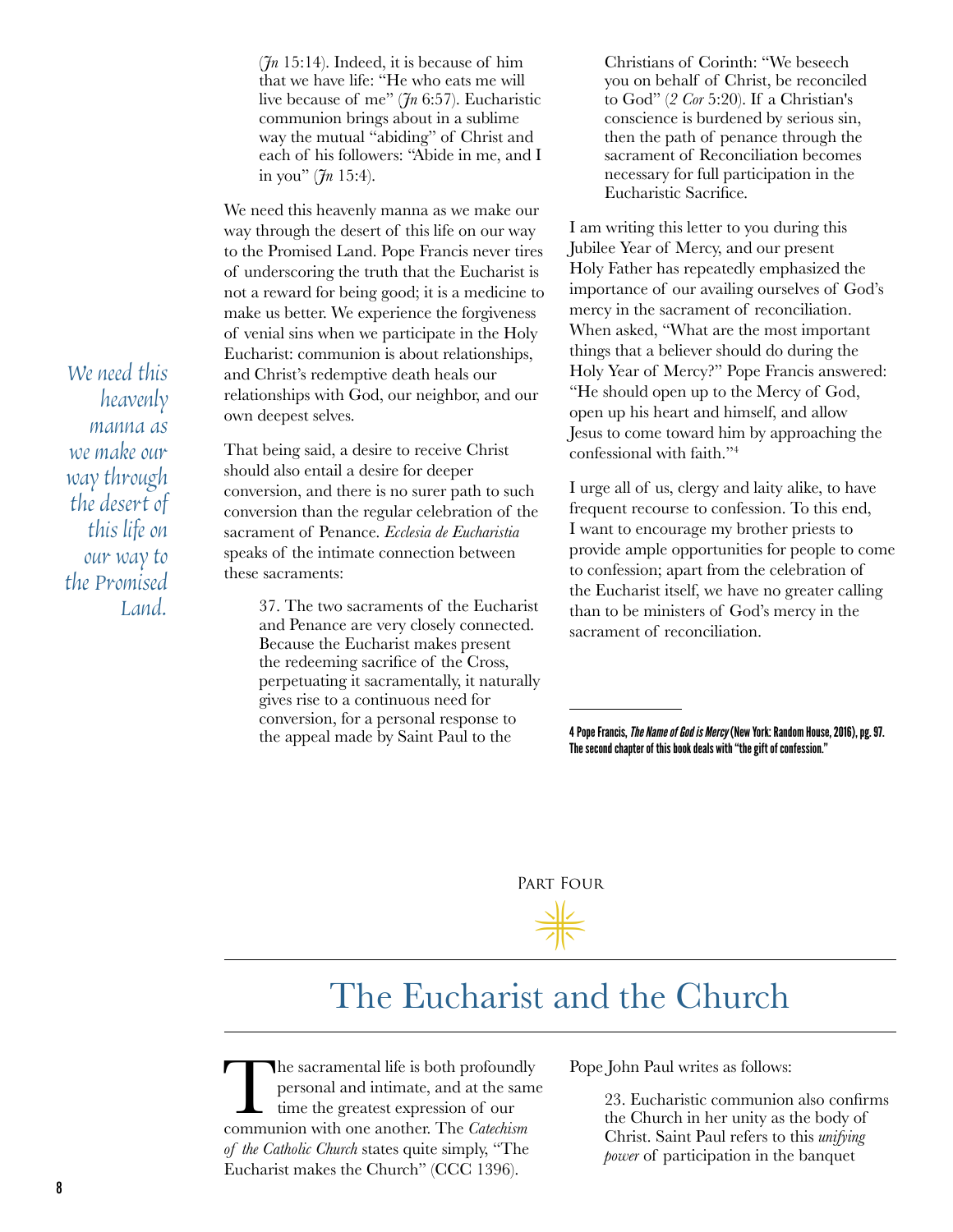(*Jn* 15:14). Indeed, it is because of him that we have life: "He who eats me will live because of me" (*Jn* 6:57). Eucharistic communion brings about in a sublime way the mutual "abiding" of Christ and each of his followers: "Abide in me, and I in you" (*Jn* 15:4).

We need this heavenly manna as we make our way through the desert of this life on our way to the Promised Land. Pope Francis never tires of underscoring the truth that the Eucharist is not a reward for being good; it is a medicine to make us better. We experience the forgiveness of venial sins when we participate in the Holy Eucharist: communion is about relationships, and Christ's redemptive death heals our relationships with God, our neighbor, and our own deepest selves.

*We need this heavenly manna as we make our way through the desert of this life on our way to the Promised Land.*

That being said, a desire to receive Christ should also entail a desire for deeper conversion, and there is no surer path to such conversion than the regular celebration of the sacrament of Penance. *Ecclesia de Eucharistia* speaks of the intimate connection between these sacraments:

> 37. The two sacraments of the Eucharist and Penance are very closely connected. Because the Eucharist makes present the redeeming sacrifice of the Cross, perpetuating it sacramentally, it naturally gives rise to a continuous need for conversion, for a personal response to the appeal made by Saint Paul to the Christians of Corinth: "We beseech you on behalf of Christ, be reconciled to God" (*2 Cor* 5:20). If a Christian's conscience is burdened by serious sin, then the path of penance through the sacrament of Reconciliation becomes necessary for full participation in the Eucharistic Sacrifice.

I am writing this letter to you during this Jubilee Year of Mercy, and our present Holy Father has repeatedly emphasized the importance of our availing ourselves of God's mercy in the sacrament of reconciliation. When asked, "What are the most important things that a believer should do during the Holy Year of Mercy?" Pope Francis answered: "He should open up to the Mercy of God, open up his heart and himself, and allow Jesus to come toward him by approaching the confessional with faith."[4]

I urge all of us, clergy and laity alike, to have frequent recourse to confession. To this end, I want to encourage my brother priests to provide ample opportunities for people to come to confession; apart from the celebration of the Eucharist itself, we have no greater calling than to be ministers of God's mercy in the sacrament of reconciliation.

---

[4] Pope Francis, ***The Name of God is Mercy*** **(New York: Random House, 2016), pg. 97. The second chapter of this book deals with "the gift of confession."**

Part Four

# The Eucharist and the Church

The sacramental life is both profoundly personal and intimate, and at the same time the greatest expression of our communion with one another. The *Catechism of the Catholic Church* states quite simply, "The Eucharist makes the Church" (CCC 1396).

Pope John Paul writes as follows:

> 23. Eucharistic communion also confirms the Church in her unity as the body of Christ. Saint Paul refers to this *unifying power* of participation in the banquet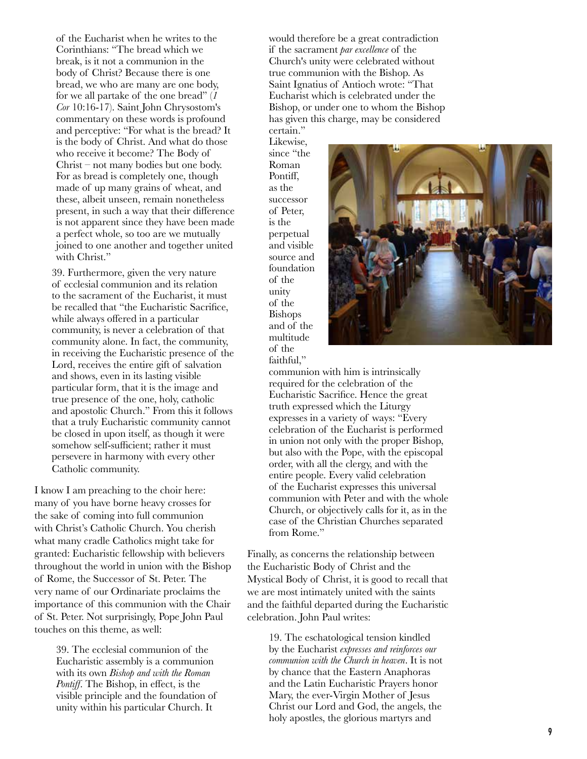> of the Eucharist when he writes to the Corinthians: "The bread which we break, is it not a communion in the body of Christ? Because there is one bread, we who are many are one body, for we all partake of the one bread" (*1 Cor* 10:16-17). Saint John Chrysostom's commentary on these words is profound and perceptive: "For what is the bread? It is the body of Christ. And what do those who receive it become? The Body of Christ – not many bodies but one body. For as bread is completely one, though made of up many grains of wheat, and these, albeit unseen, remain nonetheless present, in such a way that their difference is not apparent since they have been made a perfect whole, so too are we mutually joined to one another and together united with Christ."
>
> 39. Furthermore, given the very nature of ecclesial communion and its relation to the sacrament of the Eucharist, it must be recalled that "the Eucharistic Sacrifice, while always offered in a particular community, is never a celebration of that community alone. In fact, the community, in receiving the Eucharistic presence of the Lord, receives the entire gift of salvation and shows, even in its lasting visible particular form, that it is the image and true presence of the one, holy, catholic and apostolic Church." From this it follows that a truly Eucharistic community cannot be closed in upon itself, as though it were somehow self-sufficient; rather it must persevere in harmony with every other Catholic community.

I know I am preaching to the choir here: many of you have borne heavy crosses for the sake of coming into full communion with Christ's Catholic Church. You cherish what many cradle Catholics might take for granted: Eucharistic fellowship with believers throughout the world in union with the Bishop of Rome, the Successor of St. Peter. The very name of our Ordinariate proclaims the importance of this communion with the Chair of St. Peter. Not surprisingly, Pope John Paul touches on this theme, as well:

> 39. The ecclesial communion of the Eucharistic assembly is a communion with its own *Bishop and with the Roman Pontiff*. The Bishop, in effect, is the visible principle and the foundation of unity within his particular Church. It would therefore be a great contradiction if the sacrament *par excellence* of the Church's unity were celebrated without true communion with the Bishop. As Saint Ignatius of Antioch wrote: "That Eucharist which is celebrated under the Bishop, or under one to whom the Bishop has given this charge, may be considered certain." Likewise, since "the Roman Pontiff, as the successor of Peter, is the perpetual and visible source and foundation of the unity of the Bishops and of the multitude of the faithful," communion with him is intrinsically required for the celebration of the Eucharistic Sacrifice. Hence the great truth expressed which the Liturgy expresses in a variety of ways: "Every celebration of the Eucharist is performed in union not only with the proper Bishop, but also with the Pope, with the episcopal order, with all the clergy, and with the entire people. Every valid celebration of the Eucharist expresses this universal communion with Peter and with the whole Church, or objectively calls for it, as in the case of the Christian Churches separated from Rome."

Finally, as concerns the relationship between the Eucharistic Body of Christ and the Mystical Body of Christ, it is good to recall that we are most intimately united with the saints and the faithful departed during the Eucharistic celebration. John Paul writes:

> 19. The eschatological tension kindled by the Eucharist *expresses and reinforces our communion with the Church in heaven*. It is not by chance that the Eastern Anaphoras and the Latin Eucharistic Prayers honor Mary, the ever-Virgin Mother of Jesus Christ our Lord and God, the angels, the holy apostles, the glorious martyrs and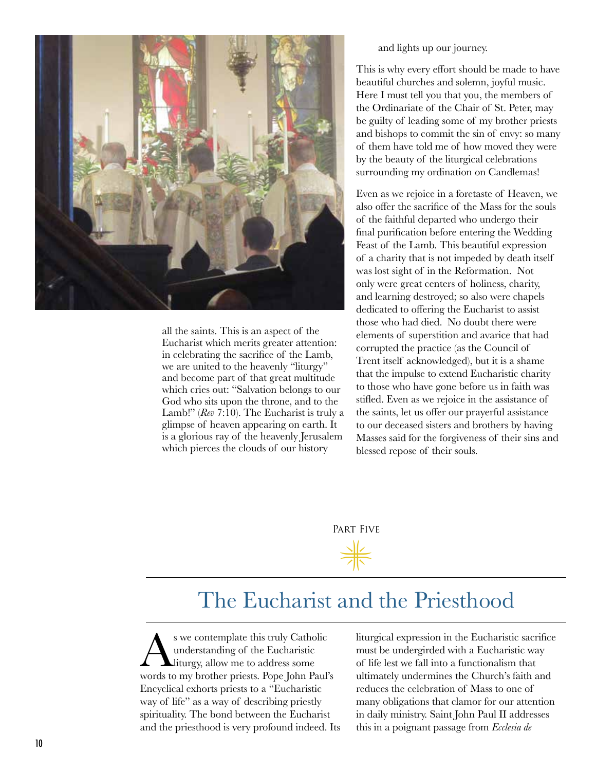all the saints. This is an aspect of the Eucharist which merits greater attention: in celebrating the sacrifice of the Lamb, we are united to the heavenly "liturgy" and become part of that great multitude which cries out: "Salvation belongs to our God who sits upon the throne, and to the Lamb!" (*Rev* 7:10). The Eucharist is truly a glimpse of heaven appearing on earth. It is a glorious ray of the heavenly Jerusalem which pierces the clouds of our history

and lights up our journey.

This is why every effort should be made to have beautiful churches and solemn, joyful music. Here I must tell you that you, the members of the Ordinariate of the Chair of St. Peter, may be guilty of leading some of my brother priests and bishops to commit the sin of envy: so many of them have told me of how moved they were by the beauty of the liturgical celebrations surrounding my ordination on Candlemas!

Even as we rejoice in a foretaste of Heaven, we also offer the sacrifice of the Mass for the souls of the faithful departed who undergo their final purification before entering the Wedding Feast of the Lamb. This beautiful expression of a charity that is not impeded by death itself was lost sight of in the Reformation. Not only were great centers of holiness, charity, and learning destroyed; so also were chapels dedicated to offering the Eucharist to assist those who had died. No doubt there were elements of superstition and avarice that had corrupted the practice (as the Council of Trent itself acknowledged), but it is a shame that the impulse to extend Eucharistic charity to those who have gone before us in faith was stifled. Even as we rejoice in the assistance of the saints, let us offer our prayerful assistance to our deceased sisters and brothers by having Masses said for the forgiveness of their sins and blessed repose of their souls.

Part Five

# The Eucharist and the Priesthood

As we contemplate this truly Catholic understanding of the Eucharistic liturgy, allow me to address some words to my brother priests. Pope John Paul's Encyclical exhorts priests to a "Eucharistic way of life" as a way of describing priestly spirituality. The bond between the Eucharist and the priesthood is very profound indeed. Its liturgical expression in the Eucharistic sacrifice must be undergirded with a Eucharistic way of life lest we fall into a functionalism that ultimately undermines the Church's faith and reduces the celebration of Mass to one of many obligations that clamor for our attention in daily ministry. Saint John Paul II addresses this in a poignant passage from *Ecclesia de*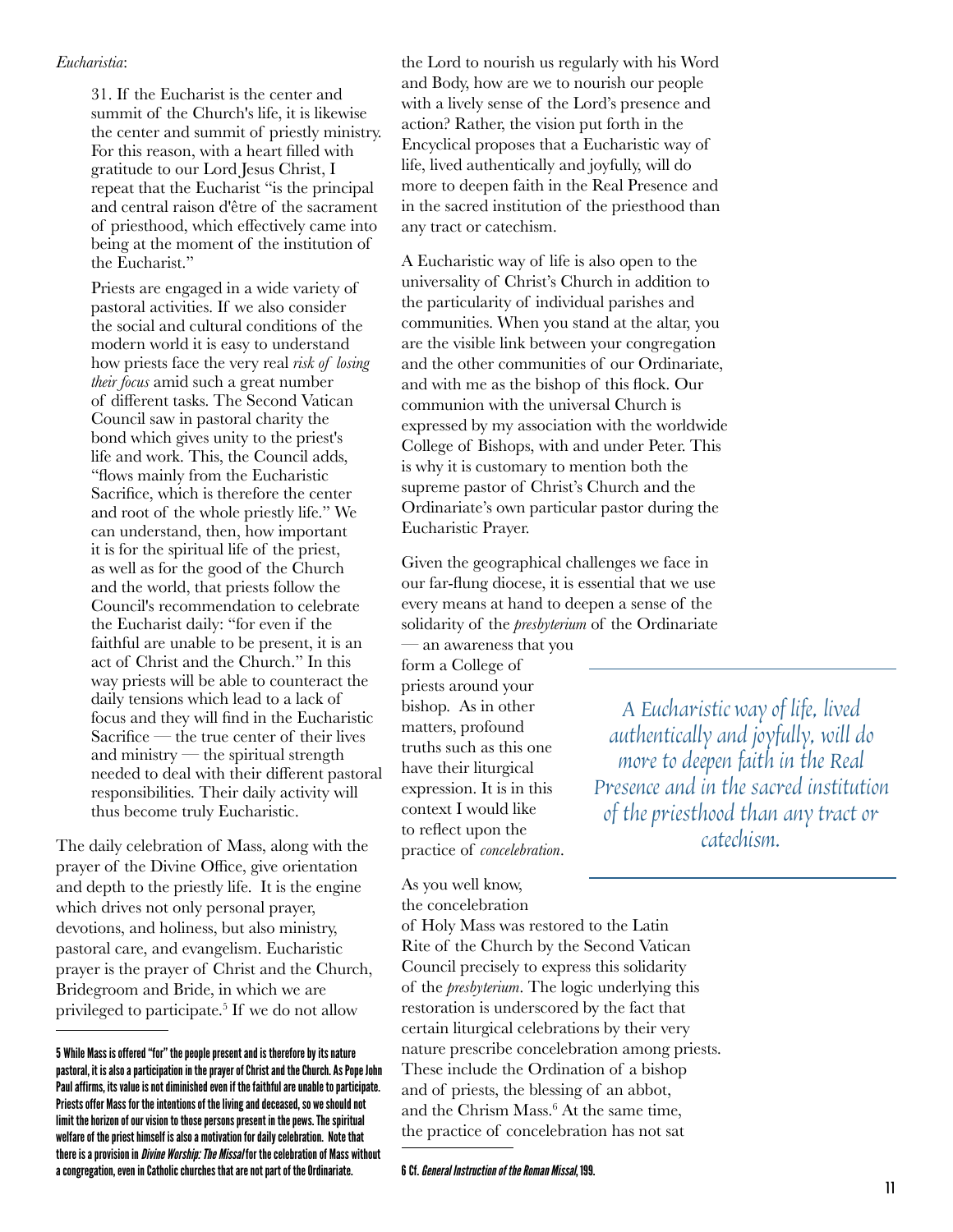*Eucharistia*:

> 31. If the Eucharist is the center and summit of the Church's life, it is likewise the center and summit of priestly ministry. For this reason, with a heart filled with gratitude to our Lord Jesus Christ, I repeat that the Eucharist "is the principal and central raison d'être of the sacrament of priesthood, which effectively came into being at the moment of the institution of the Eucharist."
>
> Priests are engaged in a wide variety of pastoral activities. If we also consider the social and cultural conditions of the modern world it is easy to understand how priests face the very real *risk of losing their focus* amid such a great number of different tasks. The Second Vatican Council saw in pastoral charity the bond which gives unity to the priest's life and work. This, the Council adds, "flows mainly from the Eucharistic Sacrifice, which is therefore the center and root of the whole priestly life." We can understand, then, how important it is for the spiritual life of the priest, as well as for the good of the Church and the world, that priests follow the Council's recommendation to celebrate the Eucharist daily: "for even if the faithful are unable to be present, it is an act of Christ and the Church." In this way priests will be able to counteract the daily tensions which lead to a lack of focus and they will find in the Eucharistic Sacrifice — the true center of their lives and ministry — the spiritual strength needed to deal with their different pastoral responsibilities. Their daily activity will thus become truly Eucharistic.

The daily celebration of Mass, along with the prayer of the Divine Office, give orientation and depth to the priestly life. It is the engine which drives not only personal prayer, devotions, and holiness, but also ministry, pastoral care, and evangelism. Eucharistic prayer is the prayer of Christ and the Church, Bridegroom and Bride, in which we are privileged to participate.[5] If we do not allow the Lord to nourish us regularly with his Word and Body, how are we to nourish our people with a lively sense of the Lord's presence and action? Rather, the vision put forth in the Encyclical proposes that a Eucharistic way of life, lived authentically and joyfully, will do more to deepen faith in the Real Presence and in the sacred institution of the priesthood than any tract or catechism.

A Eucharistic way of life is also open to the universality of Christ's Church in addition to the particularity of individual parishes and communities. When you stand at the altar, you are the visible link between your congregation and the other communities of our Ordinariate, and with me as the bishop of this flock. Our communion with the universal Church is expressed by my association with the worldwide College of Bishops, with and under Peter. This is why it is customary to mention both the supreme pastor of Christ's Church and the Ordinariate's own particular pastor during the Eucharistic Prayer.

Given the geographical challenges we face in our far-flung diocese, it is essential that we use every means at hand to deepen a sense of the solidarity of the *presbyterium* of the Ordinariate — an awareness that you form a College of priests around your bishop. As in other matters, profound truths such as this one have their liturgical expression. It is in this context I would like to reflect upon the practice of *concelebration*.

> *A Eucharistic way of life, lived authentically and joyfully, will do more to deepen faith in the Real Presence and in the sacred institution of the priesthood than any tract or catechism.*

As you well know, the concelebration of Holy Mass was restored to the Latin Rite of the Church by the Second Vatican Council precisely to express this solidarity of the *presbyterium*. The logic underlying this restoration is underscored by the fact that certain liturgical celebrations by their very nature prescribe concelebration among priests. These include the Ordination of a bishop and of priests, the blessing of an abbot, and the Chrism Mass.[6] At the same time, the practice of concelebration has not sat

---

**5 While Mass is offered "for" the people present and is therefore by its nature pastoral, it is also a participation in the prayer of Christ and the Church. As Pope John Paul affirms, its value is not diminished even if the faithful are unable to participate. Priests offer Mass for the intentions of the living and deceased, so we should not limit the horizon of our vision to those persons present in the pews. The spiritual welfare of the priest himself is also a motivation for daily celebration. Note that there is a provision in *Divine Worship: The Missal* for the celebration of Mass without a congregation, even in Catholic churches that are not part of the Ordinariate.**

**6 Cf. *General Instruction of the Roman Missal*, 199.**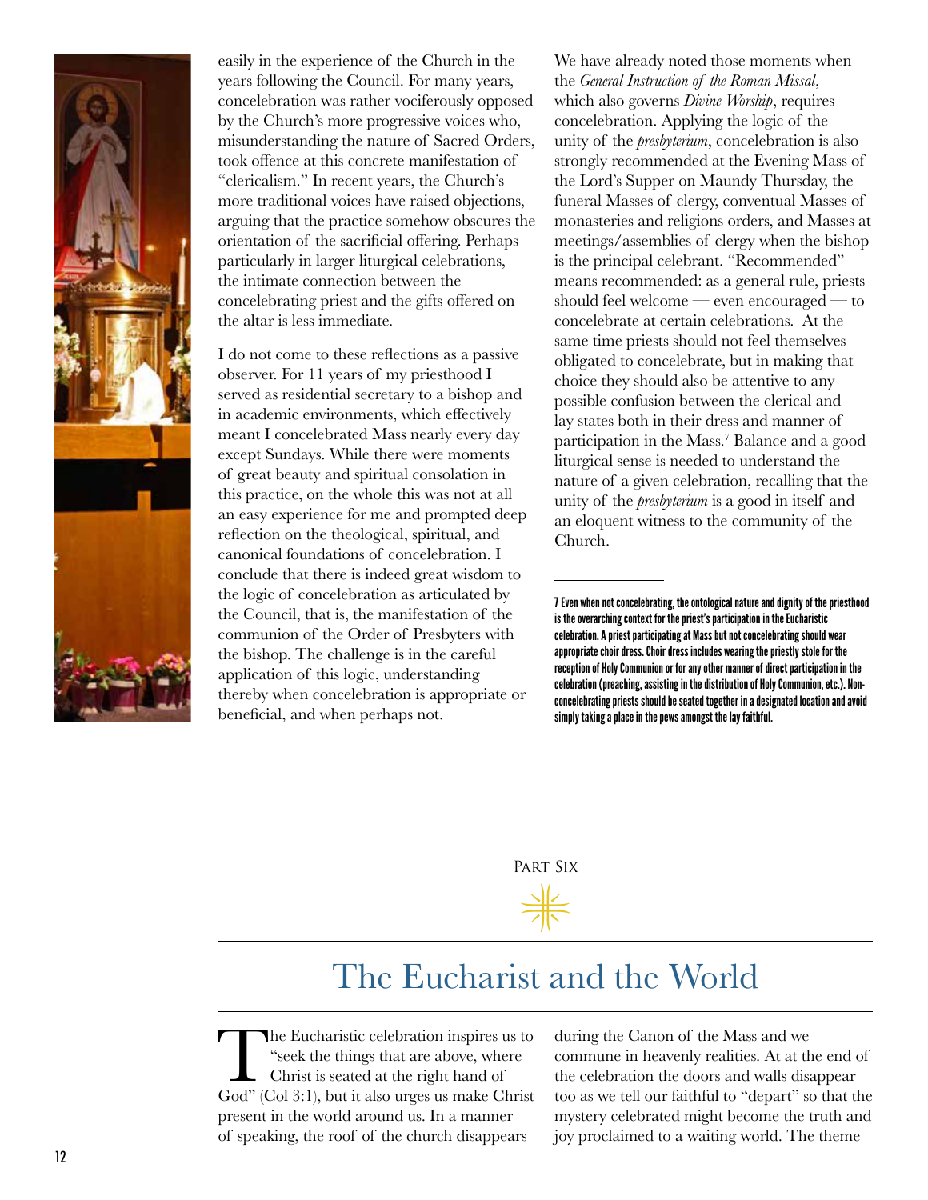easily in the experience of the Church in the years following the Council. For many years, concelebration was rather vociferously opposed by the Church's more progressive voices who, misunderstanding the nature of Sacred Orders, took offence at this concrete manifestation of "clericalism." In recent years, the Church's more traditional voices have raised objections, arguing that the practice somehow obscures the orientation of the sacrificial offering. Perhaps particularly in larger liturgical celebrations, the intimate connection between the concelebrating priest and the gifts offered on the altar is less immediate.

I do not come to these reflections as a passive observer. For 11 years of my priesthood I served as residential secretary to a bishop and in academic environments, which effectively meant I concelebrated Mass nearly every day except Sundays. While there were moments of great beauty and spiritual consolation in this practice, on the whole this was not at all an easy experience for me and prompted deep reflection on the theological, spiritual, and canonical foundations of concelebration. I conclude that there is indeed great wisdom to the logic of concelebration as articulated by the Council, that is, the manifestation of the communion of the Order of Presbyters with the bishop. The challenge is in the careful application of this logic, understanding thereby when concelebration is appropriate or beneficial, and when perhaps not.

We have already noted those moments when the *General Instruction of the Roman Missal*, which also governs *Divine Worship*, requires concelebration. Applying the logic of the unity of the *presbyterium*, concelebration is also strongly recommended at the Evening Mass of the Lord's Supper on Maundy Thursday, the funeral Masses of clergy, conventual Masses of monasteries and religions orders, and Masses at meetings/assemblies of clergy when the bishop is the principal celebrant. "Recommended" means recommended: as a general rule, priests should feel welcome — even encouraged — to concelebrate at certain celebrations. At the same time priests should not feel themselves obligated to concelebrate, but in making that choice they should also be attentive to any possible confusion between the clerical and lay states both in their dress and manner of participation in the Mass.[7] Balance and a good liturgical sense is needed to understand the nature of a given celebration, recalling that the unity of the *presbyterium* is a good in itself and an eloquent witness to the community of the Church.

---

**7 Even when not concelebrating, the ontological nature and dignity of the priesthood is the overarching context for the priest's participation in the Eucharistic celebration. A priest participating at Mass but not concelebrating should wear appropriate choir dress. Choir dress includes wearing the priestly stole for the reception of Holy Communion or for any other manner of direct participation in the celebration (preaching, assisting in the distribution of Holy Communion, etc.). Non-concelebrating priests should be seated together in a designated location and avoid simply taking a place in the pews amongst the lay faithful.**

Part Six

# The Eucharist and the World

The Eucharistic celebration inspires us to "seek the things that are above, where Christ is seated at the right hand of God" (Col 3:1), but it also urges us make Christ present in the world around us. In a manner of speaking, the roof of the church disappears during the Canon of the Mass and we commune in heavenly realities. At at the end of the celebration the doors and walls disappear too as we tell our faithful to "depart" so that the mystery celebrated might become the truth and joy proclaimed to a waiting world. The theme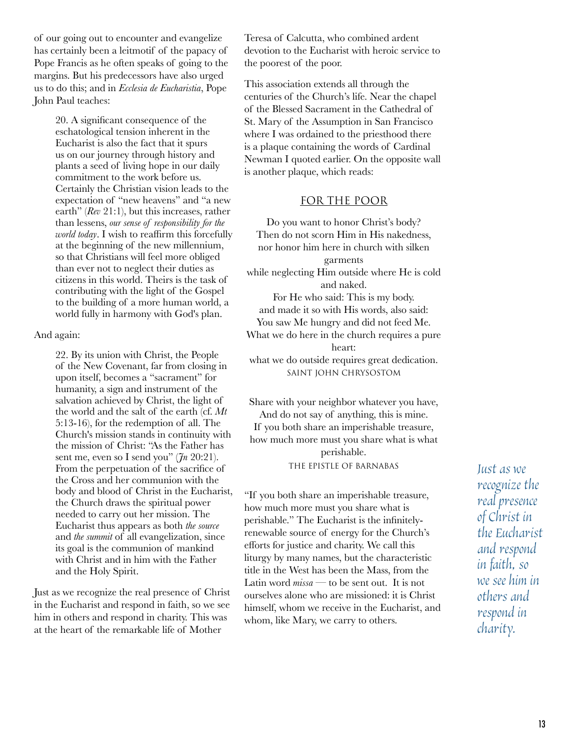of our going out to encounter and evangelize has certainly been a leitmotif of the papacy of Pope Francis as he often speaks of going to the margins. But his predecessors have also urged us to do this; and in *Ecclesia de Eucharistia*, Pope John Paul teaches:

> 20. A significant consequence of the eschatological tension inherent in the Eucharist is also the fact that it spurs us on our journey through history and plants a seed of living hope in our daily commitment to the work before us. Certainly the Christian vision leads to the expectation of "new heavens" and "a new earth" (*Rev* 21:1), but this increases, rather than lessens, *our sense of responsibility for the world today*. I wish to reaffirm this forcefully at the beginning of the new millennium, so that Christians will feel more obliged than ever not to neglect their duties as citizens in this world. Theirs is the task of contributing with the light of the Gospel to the building of a more human world, a world fully in harmony with God's plan.

And again:

> 22. By its union with Christ, the People of the New Covenant, far from closing in upon itself, becomes a "sacrament" for humanity, a sign and instrument of the salvation achieved by Christ, the light of the world and the salt of the earth (cf. *Mt* 5:13-16), for the redemption of all. The Church's mission stands in continuity with the mission of Christ: "As the Father has sent me, even so I send you" (*Jn* 20:21). From the perpetuation of the sacrifice of the Cross and her communion with the body and blood of Christ in the Eucharist, the Church draws the spiritual power needed to carry out her mission. The Eucharist thus appears as both *the source* and *the summit* of all evangelization, since its goal is the communion of mankind with Christ and in him with the Father and the Holy Spirit.

Just as we recognize the real presence of Christ in the Eucharist and respond in faith, so we see him in others and respond in charity. This was at the heart of the remarkable life of Mother Teresa of Calcutta, who combined ardent devotion to the Eucharist with heroic service to the poorest of the poor.

This association extends all through the centuries of the Church's life. Near the chapel of the Blessed Sacrament in the Cathedral of St. Mary of the Assumption in San Francisco where I was ordained to the priesthood there is a plaque containing the words of Cardinal Newman I quoted earlier. On the opposite wall is another plaque, which reads:

## FOR THE POOR

Do you want to honor Christ's body?
Then do not scorn Him in His nakedness,
nor honor him here in church with silken garments
while neglecting Him outside where He is cold and naked.
For He who said: This is my body.
and made it so with His words, also said:
You saw Me hungry and did not feed Me.
What we do here in the church requires a pure heart:
what we do outside requires great dedication.
SAINT JOHN CHRYSOSTOM

Share with your neighbor whatever you have,
And do not say of anything, this is mine.
If you both share an imperishable treasure,
how much more must you share what is what perishable.
THE EPISTLE OF BARNABAS

"If you both share an imperishable treasure, how much more must you share what is perishable." The Eucharist is the infinitely-renewable source of energy for the Church's efforts for justice and charity. We call this liturgy by many names, but the characteristic title in the West has been the Mass, from the Latin word *missa* — to be sent out. It is not ourselves alone who are missioned: it is Christ himself, whom we receive in the Eucharist, and whom, like Mary, we carry to others.

*Just as we recognize the real presence of Christ in the Eucharist and respond in faith, so we see him in others and respond in charity.*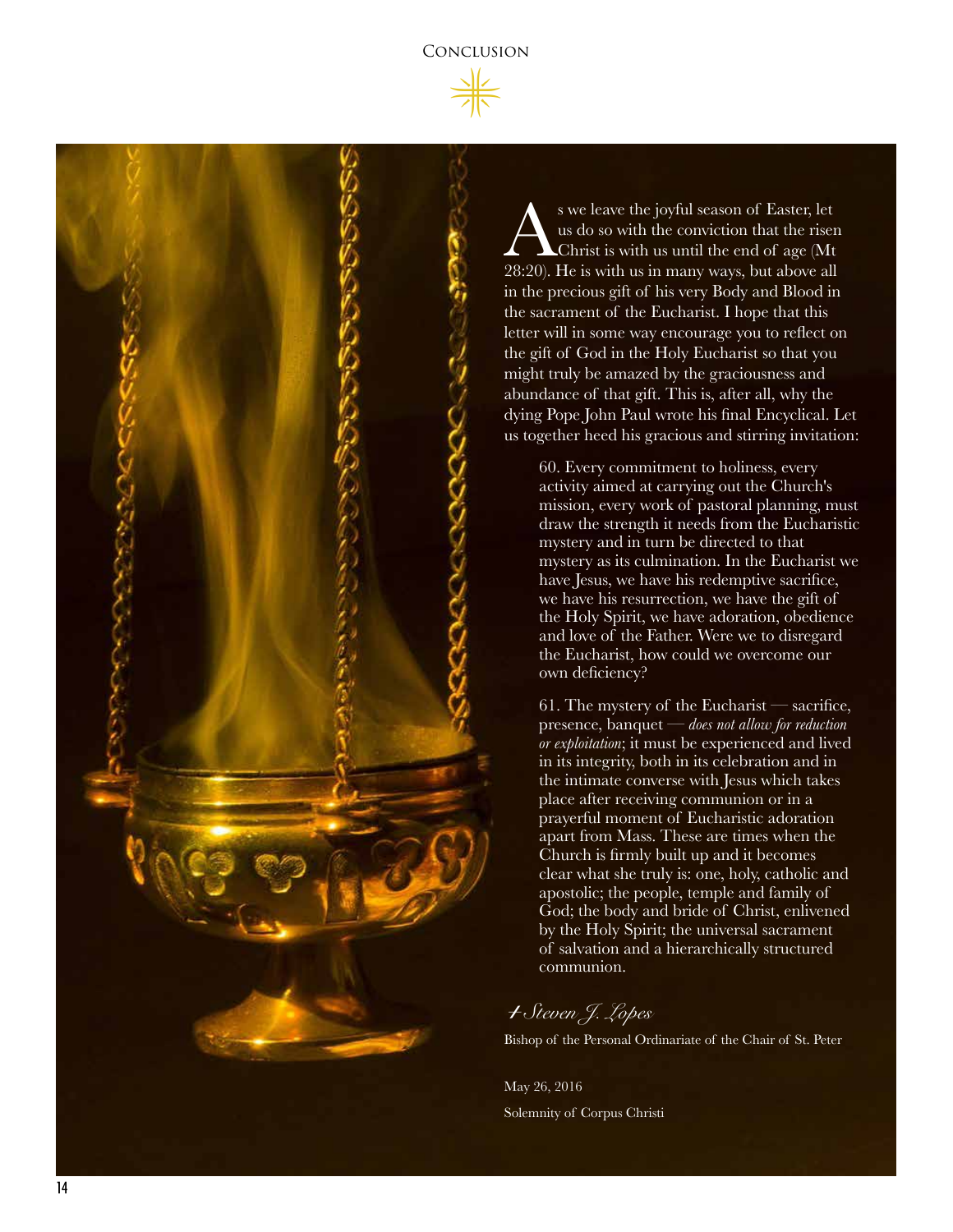## Conclusion

As we leave the joyful season of Easter, let us do so with the conviction that the risen Christ is with us until the end of age (Mt 28:20). He is with us in many ways, but above all in the precious gift of his very Body and Blood in the sacrament of the Eucharist. I hope that this letter will in some way encourage you to reflect on the gift of God in the Holy Eucharist so that you might truly be amazed by the graciousness and abundance of that gift. This is, after all, why the dying Pope John Paul wrote his final Encyclical. Let us together heed his gracious and stirring invitation:

> 60. Every commitment to holiness, every activity aimed at carrying out the Church's mission, every work of pastoral planning, must draw the strength it needs from the Eucharistic mystery and in turn be directed to that mystery as its culmination. In the Eucharist we have Jesus, we have his redemptive sacrifice, we have his resurrection, we have the gift of the Holy Spirit, we have adoration, obedience and love of the Father. Were we to disregard the Eucharist, how could we overcome our own deficiency?
>
> 61. The mystery of the Eucharist — sacrifice, presence, banquet — *does not allow for reduction or exploitation*; it must be experienced and lived in its integrity, both in its celebration and in the intimate converse with Jesus which takes place after receiving communion or in a prayerful moment of Eucharistic adoration apart from Mass. These are times when the Church is firmly built up and it becomes clear what she truly is: one, holy, catholic and apostolic; the people, temple and family of God; the body and bride of Christ, enlivened by the Holy Spirit; the universal sacrament of salvation and a hierarchically structured communion.

*+ Steven J. Lopes*

Bishop of the Personal Ordinariate of the Chair of St. Peter

May 26, 2016

Solemnity of Corpus Christi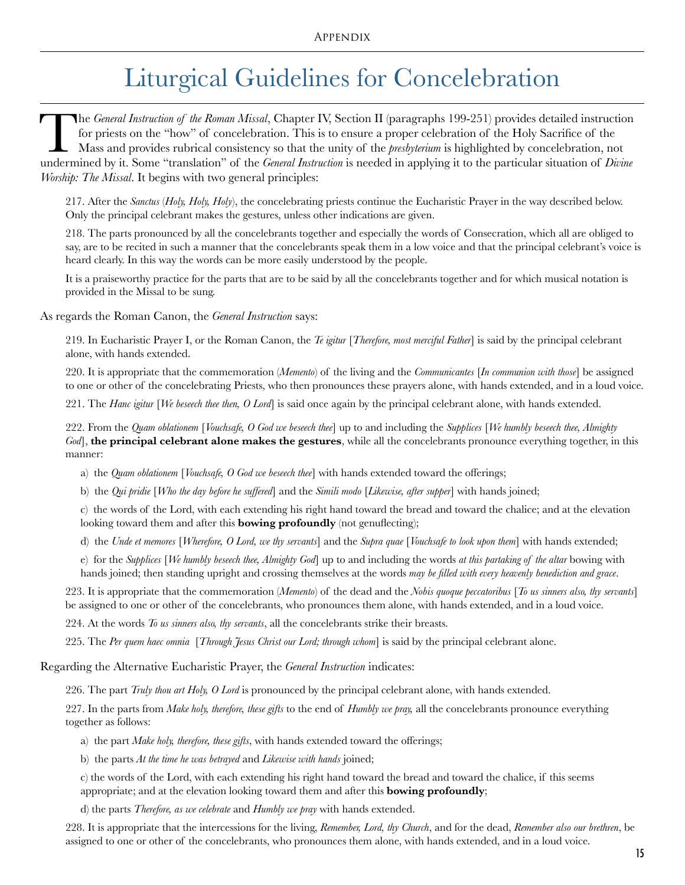# Liturgical Guidelines for Concelebration

The *General Instruction of the Roman Missal*, Chapter IV, Section II (paragraphs 199-251) provides detailed instruction for priests on the "how" of concelebration. This is to ensure a proper celebration of the Holy Sacrifice of the Mass and provides rubrical consistency so that the unity of the *presbyterium* is highlighted by concelebration, not undermined by it. Some "translation" of the *General Instruction* is needed in applying it to the particular situation of *Divine Worship: The Missal*. It begins with two general principles:

> 217. After the *Sanctus* (*Holy, Holy, Holy*), the concelebrating priests continue the Eucharistic Prayer in the way described below. Only the principal celebrant makes the gestures, unless other indications are given.
>
> 218. The parts pronounced by all the concelebrants together and especially the words of Consecration, which all are obliged to say, are to be recited in such a manner that the concelebrants speak them in a low voice and that the principal celebrant's voice is heard clearly. In this way the words can be more easily understood by the people.
>
> It is a praiseworthy practice for the parts that are to be said by all the concelebrants together and for which musical notation is provided in the Missal to be sung.

As regards the Roman Canon, the *General Instruction* says:

> 219. In Eucharistic Prayer I, or the Roman Canon, the *Te igitur* [*Therefore, most merciful Father*] is said by the principal celebrant alone, with hands extended.
>
> 220. It is appropriate that the commemoration (*Memento*) of the living and the *Communicantes* [*In communion with those*] be assigned to one or other of the concelebrating Priests, who then pronounces these prayers alone, with hands extended, and in a loud voice.
>
> 221. The *Hanc igitur* [*We beseech thee then, O Lord*] is said once again by the principal celebrant alone, with hands extended.
>
> 222. From the *Quam oblationem* [*Vouchsafe, O God we beseech thee*] up to and including the *Supplices* [*We humbly beseech thee, Almighty God*], **the principal celebrant alone makes the gestures**, while all the concelebrants pronounce everything together, in this manner:
>
> a) the *Quam oblationem* [*Vouchsafe, O God we beseech thee*] with hands extended toward the offerings;
>
> b) the *Qui pridie* [*Who the day before he suffered*] and the *Simili modo* [*Likewise, after supper*] with hands joined;
>
> c) the words of the Lord, with each extending his right hand toward the bread and toward the chalice; and at the elevation looking toward them and after this **bowing profoundly** (not genuflecting);
>
> d) the *Unde et memores* [*Wherefore, O Lord, we thy servants*] and the *Supra quae* [*Vouchsafe to look upon them*] with hands extended;
>
> e) for the *Supplices* [*We humbly beseech thee, Almighty God*] up to and including the words *at this partaking of the altar* bowing with hands joined; then standing upright and crossing themselves at the words *may be filled with every heavenly benediction and grace*.
>
> 223. It is appropriate that the commemoration (*Memento*) of the dead and the *Nobis quoque peccatoribus* [*To us sinners also, thy servants*] be assigned to one or other of the concelebrants, who pronounces them alone, with hands extended, and in a loud voice.
>
> 224. At the words *To us sinners also, thy servants*, all the concelebrants strike their breasts.
>
> 225. The *Per quem haec omnia* [*Through Jesus Christ our Lord; through whom*] is said by the principal celebrant alone.

Regarding the Alternative Eucharistic Prayer, the *General Instruction* indicates:

> 226. The part *Truly thou art Holy, O Lord* is pronounced by the principal celebrant alone, with hands extended.
>
> 227. In the parts from *Make holy, therefore, these gifts* to the end of *Humbly we pray,* all the concelebrants pronounce everything together as follows:
>
> a) the part *Make holy, therefore, these gifts*, with hands extended toward the offerings;
>
> b) the parts *At the time he was betrayed* and *Likewise with hands* joined;
>
> c) the words of the Lord, with each extending his right hand toward the bread and toward the chalice, if this seems appropriate; and at the elevation looking toward them and after this **bowing profoundly**;
>
> d) the parts *Therefore, as we celebrate* and *Humbly we pray* with hands extended.
>
> 228. It is appropriate that the intercessions for the living, *Remember, Lord, thy Church*, and for the dead, *Remember also our brethren*, be assigned to one or other of the concelebrants, who pronounces them alone, with hands extended, and in a loud voice.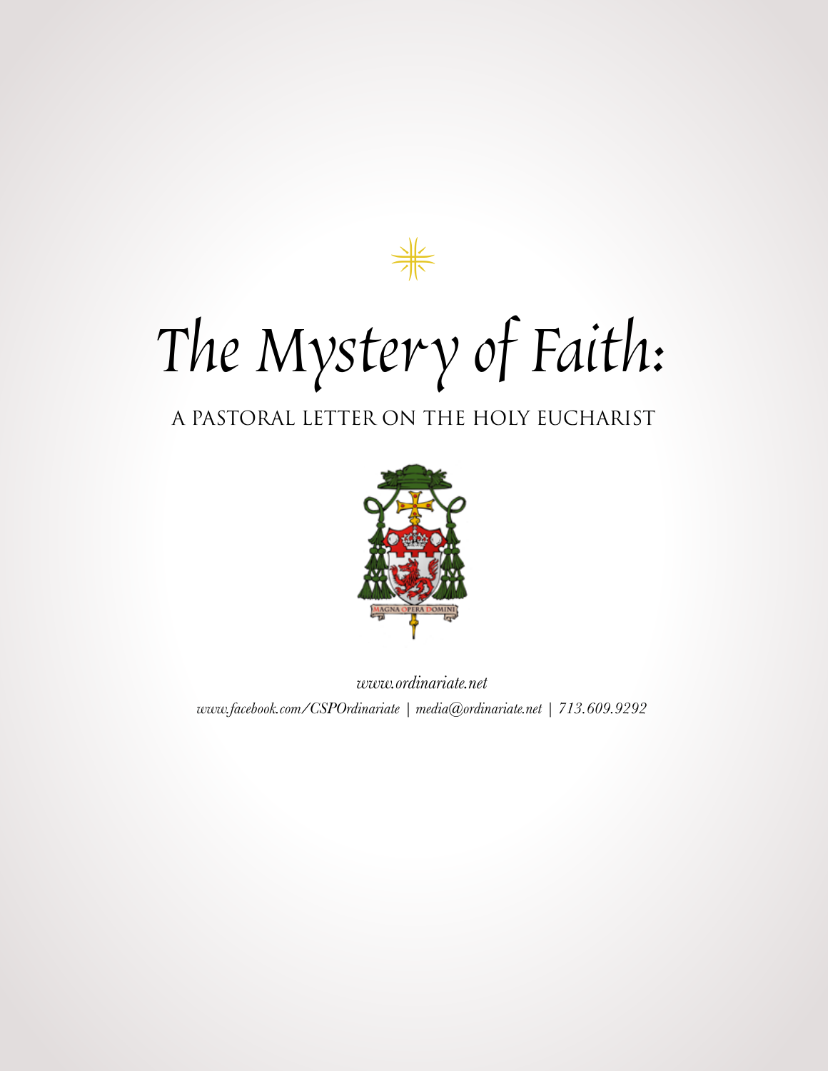# The Mystery of Faith:

## A PASTORAL LETTER ON THE HOLY EUCHARIST

MAGNA OPERA DOMINI

*www.ordinariate.net*

*www.facebook.com/CSPOrdinariate | media@ordinariate.net | 713.609.9292*